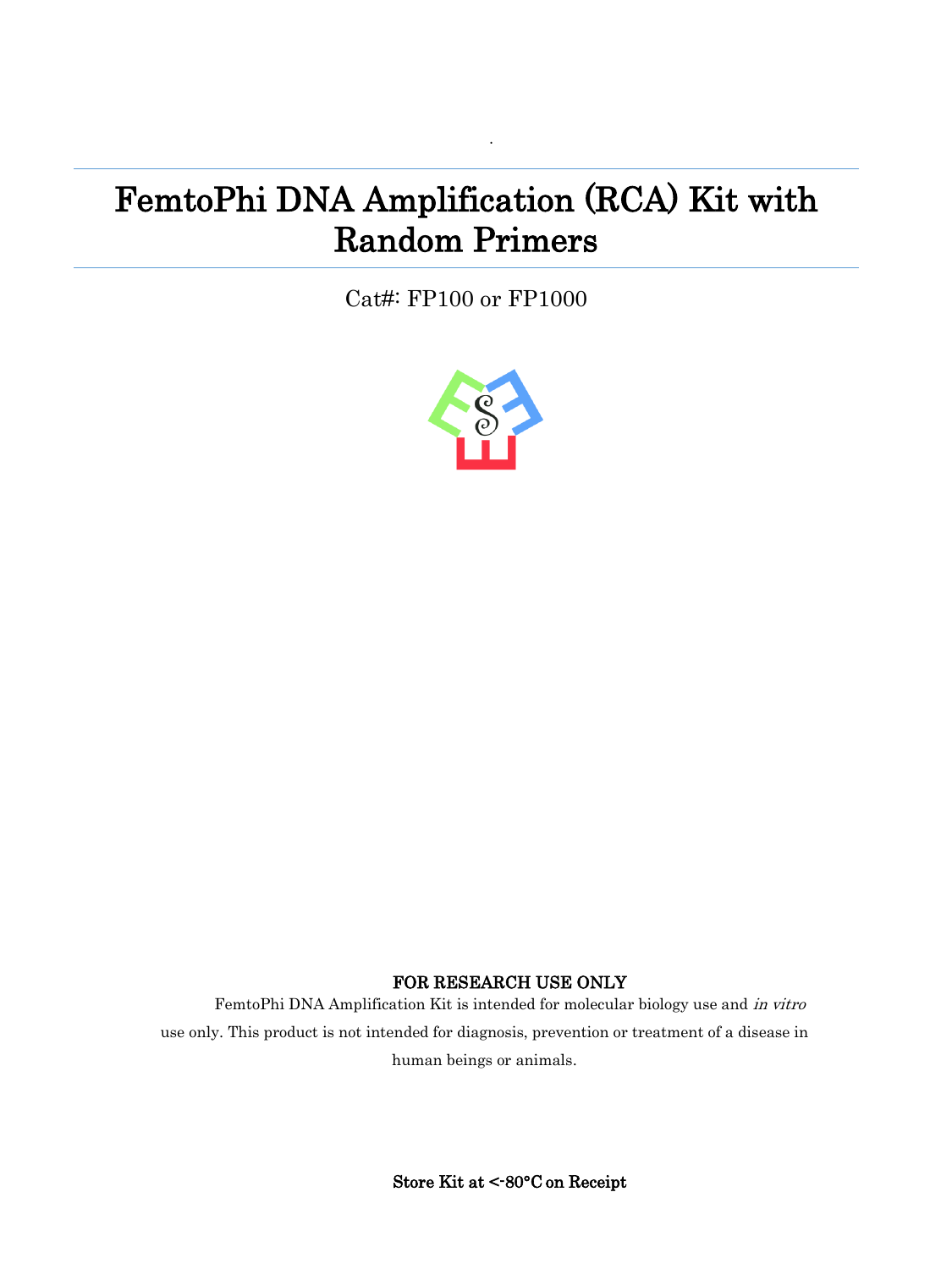# FemtoPhi DNA Amplification (RCA) Kit with Random Primers

Cat#: FP100 or FP1000

**FOR RESEARCH USE ONLY**

FemtoPhi DNA Amplification Kit is intended for molecular biology use and *in vitro* use only. This product is not intended for diagnosis, prevention or treatment of a disease in human beings or animals.

**Store Kit at <-80°C on Receipt**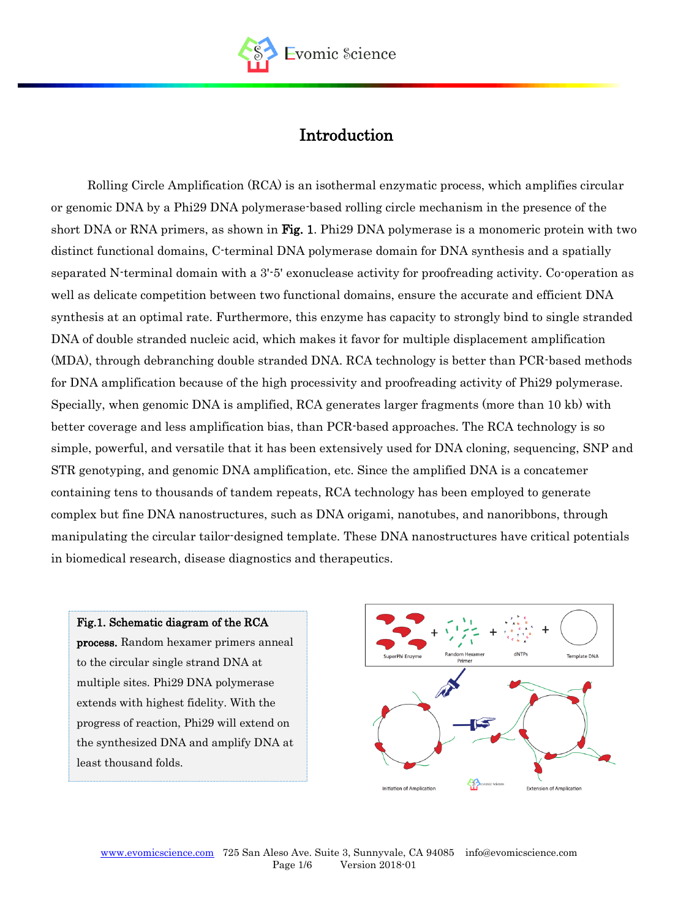# Introduction

Rolling Circle Amplification (RCA) is an isothermal enzymatic process, which amplifies circular or genomic DNA by a Phi29 DNA polymerase-based rolling circle mechanism in the presence of the short DNA or RNA primers, as shown in **Fig. 1**. Phi29 DNA polymerase is a monomeric protein with two distinct functional domains, C-terminal DNA polymerase domain for DNA synthesis and a spatially separated N-terminal domain with a 3'-5' exonuclease activity for proofreading activity. Co-operation as well as delicate competition between two functional domains, ensure the accurate and efficient DNA synthesis at an optimal rate. Furthermore, this enzyme has capacity to strongly bind to single stranded DNA of double stranded nucleic acid, which makes it favor for multiple displacement amplification (MDA), through debranching double stranded DNA. RCA technology is better than PCR-based methods for DNA amplification because of the high processivity and proofreading activity of Phi29 polymerase. Specially, when genomic DNA is amplified, RCA generates larger fragments (more than 10 kb) with better coverage and less amplification bias, than PCR-based approaches. The RCA technology is so simple, powerful, and versatile that it has been extensively used for DNA cloning, sequencing, SNP and STR genotyping, and genomic DNA amplification, etc. Since the amplified DNA is a concatemer containing tens to thousands of tandem repeats, RCA technology has been employed to generate complex but fine DNA nanostructures, such as DNA origami, nanotubes, and nanoribbons, through manipulating the circular tailor-designed template. These DNA nanostructures have critical potentials in biomedical research, disease diagnostics and therapeutics.

**Fig.1. Schematic diagram of the RCA process.** Random hexamer primers anneal to the circular single strand DNA at multiple sites. Phi29 DNA polymerase extends with highest fidelity. With the progress of reaction, Phi29 will extend on the synthesized DNA and amplify DNA at least thousand folds.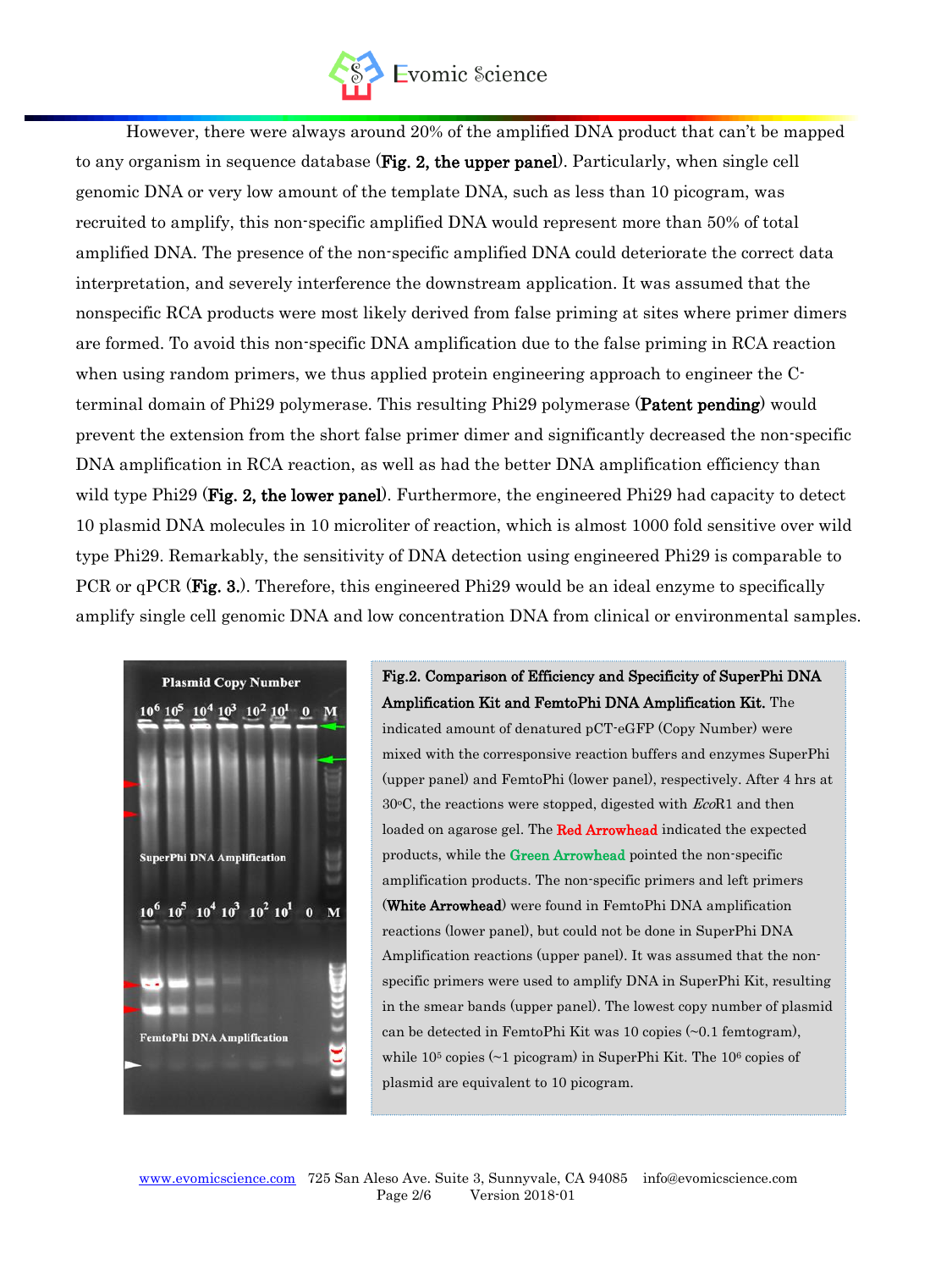However, there were always around 20% of the amplified DNA product that can't be mapped to any organism in sequence database (**Fig. 2, the upper panel**). Particularly, when single cell genomic DNA or very low amount of the template DNA, such as less than 10 picogram, was recruited to amplify, this non-specific amplified DNA would represent more than 50% of total amplified DNA. The presence of the non-specific amplified DNA could deteriorate the correct data interpretation, and severely interference the downstream application. It was assumed that the nonspecific RCA products were most likely derived from false priming at sites where primer dimers are formed. To avoid this non-specific DNA amplification due to the false priming in RCA reaction when using random primers, we thus applied protein engineering approach to engineer the C-terminal domain of Phi29 polymerase. This resulting Phi29 polymerase (**Patent pending**) would prevent the extension from the short false primer dimer and significantly decreased the non-specific DNA amplification in RCA reaction, as well as had the better DNA amplification efficiency than wild type Phi29 (**Fig. 2, the lower panel**). Furthermore, the engineered Phi29 had capacity to detect 10 plasmid DNA molecules in 10 microliter of reaction, which is almost 1000 fold sensitive over wild type Phi29. Remarkably, the sensitivity of DNA detection using engineered Phi29 is comparable to PCR or qPCR (**Fig. 3.**). Therefore, this engineered Phi29 would be an ideal enzyme to specifically amplify single cell genomic DNA and low concentration DNA from clinical or environmental samples.

**Fig.2. Comparison of Efficiency and Specificity of SuperPhi DNA Amplification Kit and FemtoPhi DNA Amplification Kit.** The indicated amount of denatured pCT-eGFP (Copy Number) were mixed with the corresponsive reaction buffers and enzymes SuperPhi (upper panel) and FemtoPhi (lower panel), respectively. After 4 hrs at 30°C, the reactions were stopped, digested with *Eco*R1 and then loaded on agarose gel. The Red Arrowhead indicated the expected products, while the Green Arrowhead pointed the non-specific amplification products. The non-specific primers and left primers (**White Arrowhead**) were found in FemtoPhi DNA amplification reactions (lower panel), but could not be done in SuperPhi DNA Amplification reactions (upper panel). It was assumed that the non-specific primers were used to amplify DNA in SuperPhi Kit, resulting in the smear bands (upper panel). The lowest copy number of plasmid can be detected in FemtoPhi Kit was 10 copies (~0.1 femtogram), while $10^5$ copies (~1 picogram) in SuperPhi Kit. The $10^6$ copies of plasmid are equivalent to 10 picogram.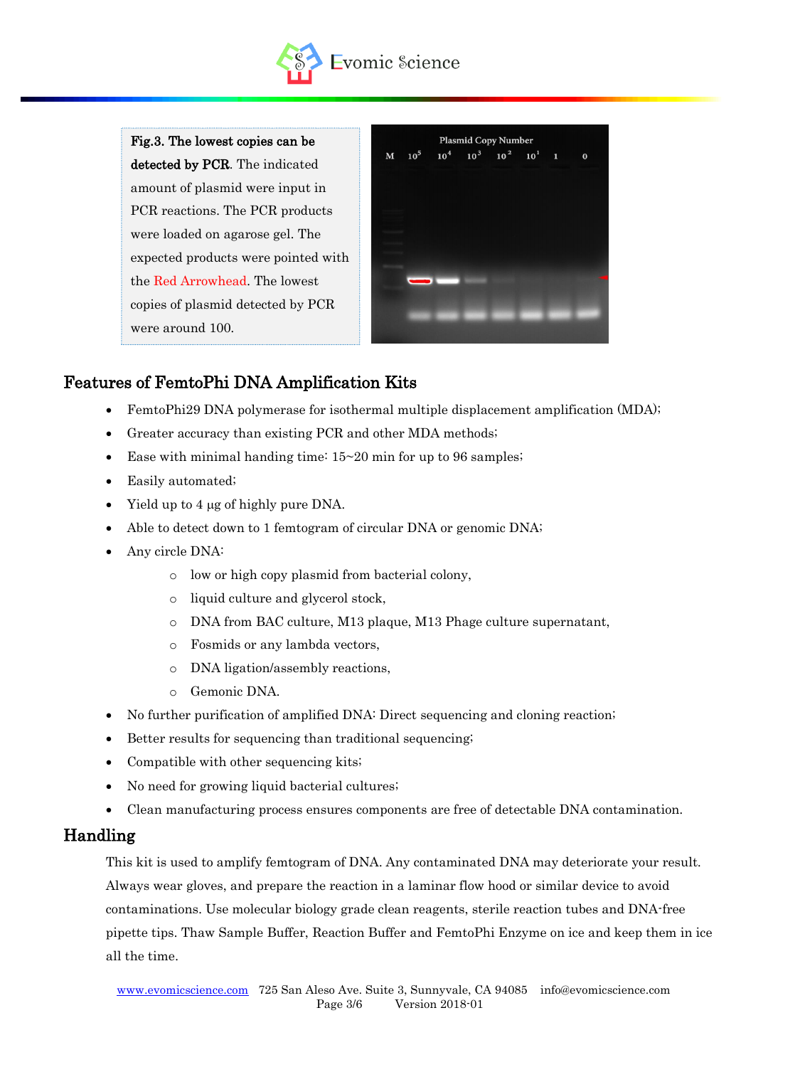**Fig.3. The lowest copies can be detected by PCR**. The indicated amount of plasmid were input in PCR reactions. The PCR products were loaded on agarose gel. The expected products were pointed with the Red Arrowhead. The lowest copies of plasmid detected by PCR were around 100.

## Features of FemtoPhi DNA Amplification Kits

- FemtoPhi29 DNA polymerase for isothermal multiple displacement amplification (MDA);
- Greater accuracy than existing PCR and other MDA methods;
- Ease with minimal handing time: 15~20 min for up to 96 samples;
- Easily automated;
- Yield up to 4 µg of highly pure DNA.
- Able to detect down to 1 femtogram of circular DNA or genomic DNA;
- Any circle DNA:
  - low or high copy plasmid from bacterial colony,
  - liquid culture and glycerol stock,
  - DNA from BAC culture, M13 plaque, M13 Phage culture supernatant,
  - Fosmids or any lambda vectors,
  - DNA ligation/assembly reactions,
  - Gemonic DNA.
- No further purification of amplified DNA: Direct sequencing and cloning reaction;
- Better results for sequencing than traditional sequencing;
- Compatible with other sequencing kits;
- No need for growing liquid bacterial cultures;
- Clean manufacturing process ensures components are free of detectable DNA contamination.

## Handling

This kit is used to amplify femtogram of DNA. Any contaminated DNA may deteriorate your result. Always wear gloves, and prepare the reaction in a laminar flow hood or similar device to avoid contaminations. Use molecular biology grade clean reagents, sterile reaction tubes and DNA-free pipette tips. Thaw Sample Buffer, Reaction Buffer and FemtoPhi Enzyme on ice and keep them in ice all the time.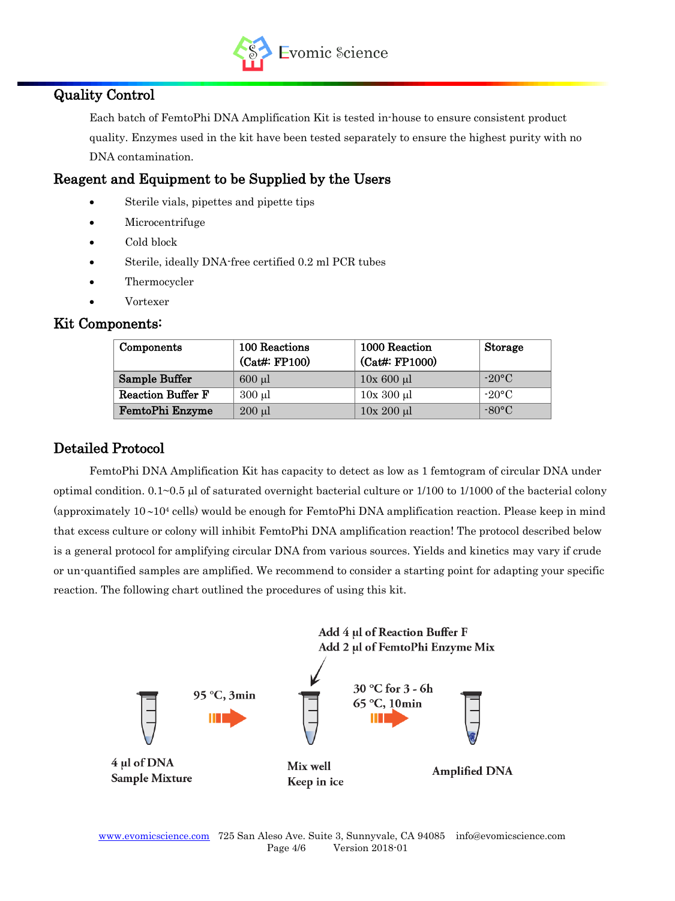## Quality Control

Each batch of FemtoPhi DNA Amplification Kit is tested in-house to ensure consistent product quality. Enzymes used in the kit have been tested separately to ensure the highest purity with no DNA contamination.

## Reagent and Equipment to be Supplied by the Users

- Sterile vials, pipettes and pipette tips
- Microcentrifuge
- Cold block
- Sterile, ideally DNA-free certified 0.2 ml PCR tubes
- Thermocycler
- Vortexer

## Kit Components:

| Components | 100 Reactions (Cat#: FP100) | 1000 Reaction (Cat#: FP1000) | Storage |
|---|---|---|---|
| **Sample Buffer** | 600 µl | 10x 600 µl | -20°C |
| **Reaction Buffer F** | 300 µl | 10x 300 µl | -20°C |
| **FemtoPhi Enzyme** | 200 µl | 10x 200 µl | -80°C |

## Detailed Protocol

FemtoPhi DNA Amplification Kit has capacity to detect as low as 1 femtogram of circular DNA under optimal condition. 0.1~0.5 µl of saturated overnight bacterial culture or 1/100 to 1/1000 of the bacterial colony (approximately $10 \sim 10^4$ cells) would be enough for FemtoPhi DNA amplification reaction. Please keep in mind that excess culture or colony will inhibit FemtoPhi DNA amplification reaction! The protocol described below is a general protocol for amplifying circular DNA from various sources. Yields and kinetics may vary if crude or un-quantified samples are amplified. We recommend to consider a starting point for adapting your specific reaction. The following chart outlined the procedures of using this kit.

**4 µl of DNA Sample Mixture** → **95 °C, 3min** → **Mix well, Keep in ice** (**Add 4 µl of Reaction Buffer F**, **Add 2 µl of FemtoPhi Enzyme Mix**) → **30 °C for 3 - 6h, 65 °C, 10min** → **Amplified DNA**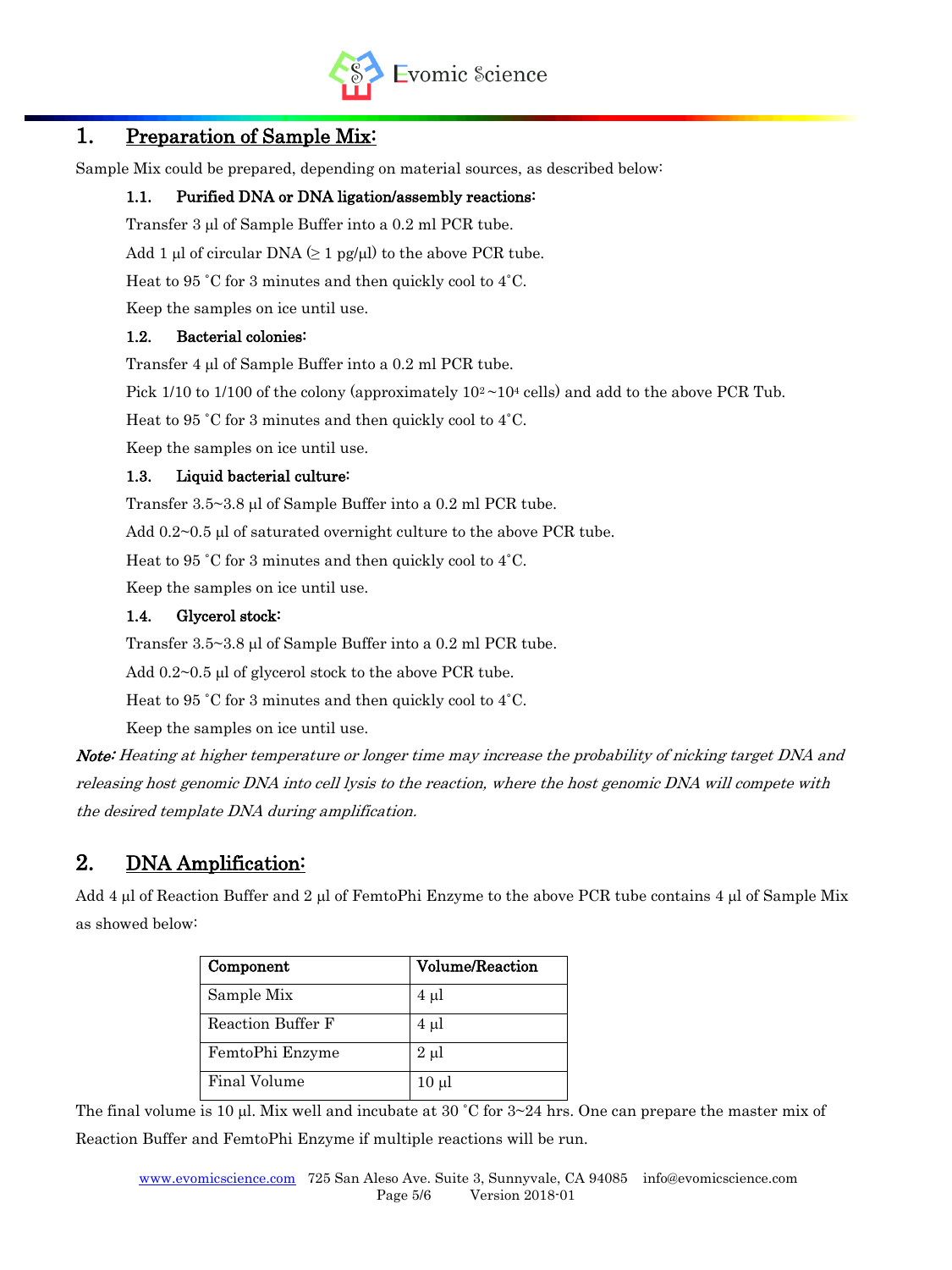## 1. Preparation of Sample Mix:

Sample Mix could be prepared, depending on material sources, as described below:

### 1.1. Purified DNA or DNA ligation/assembly reactions:

Transfer 3 µl of Sample Buffer into a 0.2 ml PCR tube.

Add 1 µl of circular DNA (≥ 1 pg/µl) to the above PCR tube.

Heat to 95 ˚C for 3 minutes and then quickly cool to 4˚C.

Keep the samples on ice until use.

### 1.2. Bacterial colonies:

Transfer 4 µl of Sample Buffer into a 0.2 ml PCR tube.

Pick 1/10 to 1/100 of the colony (approximately $10^2 \sim 10^4$ cells) and add to the above PCR Tub.

Heat to 95 ˚C for 3 minutes and then quickly cool to 4˚C.

Keep the samples on ice until use.

### 1.3. Liquid bacterial culture:

Transfer 3.5~3.8 µl of Sample Buffer into a 0.2 ml PCR tube.

Add 0.2~0.5 µl of saturated overnight culture to the above PCR tube.

Heat to 95 ˚C for 3 minutes and then quickly cool to 4˚C.

Keep the samples on ice until use.

### 1.4. Glycerol stock:

Transfer 3.5~3.8 µl of Sample Buffer into a 0.2 ml PCR tube.

Add 0.2~0.5 µl of glycerol stock to the above PCR tube.

Heat to 95 ˚C for 3 minutes and then quickly cool to 4˚C.

Keep the samples on ice until use.

***Note:*** *Heating at higher temperature or longer time may increase the probability of nicking target DNA and releasing host genomic DNA into cell lysis to the reaction, where the host genomic DNA will compete with the desired template DNA during amplification.*

## 2. DNA Amplification:

Add 4 µl of Reaction Buffer and 2 µl of FemtoPhi Enzyme to the above PCR tube contains 4 µl of Sample Mix as showed below:

| Component | Volume/Reaction |
|---|---|
| Sample Mix | 4 µl |
| Reaction Buffer F | 4 µl |
| FemtoPhi Enzyme | 2 µl |
| Final Volume | 10 µl |

The final volume is 10 µl. Mix well and incubate at 30 ˚C for 3~24 hrs. One can prepare the master mix of Reaction Buffer and FemtoPhi Enzyme if multiple reactions will be run.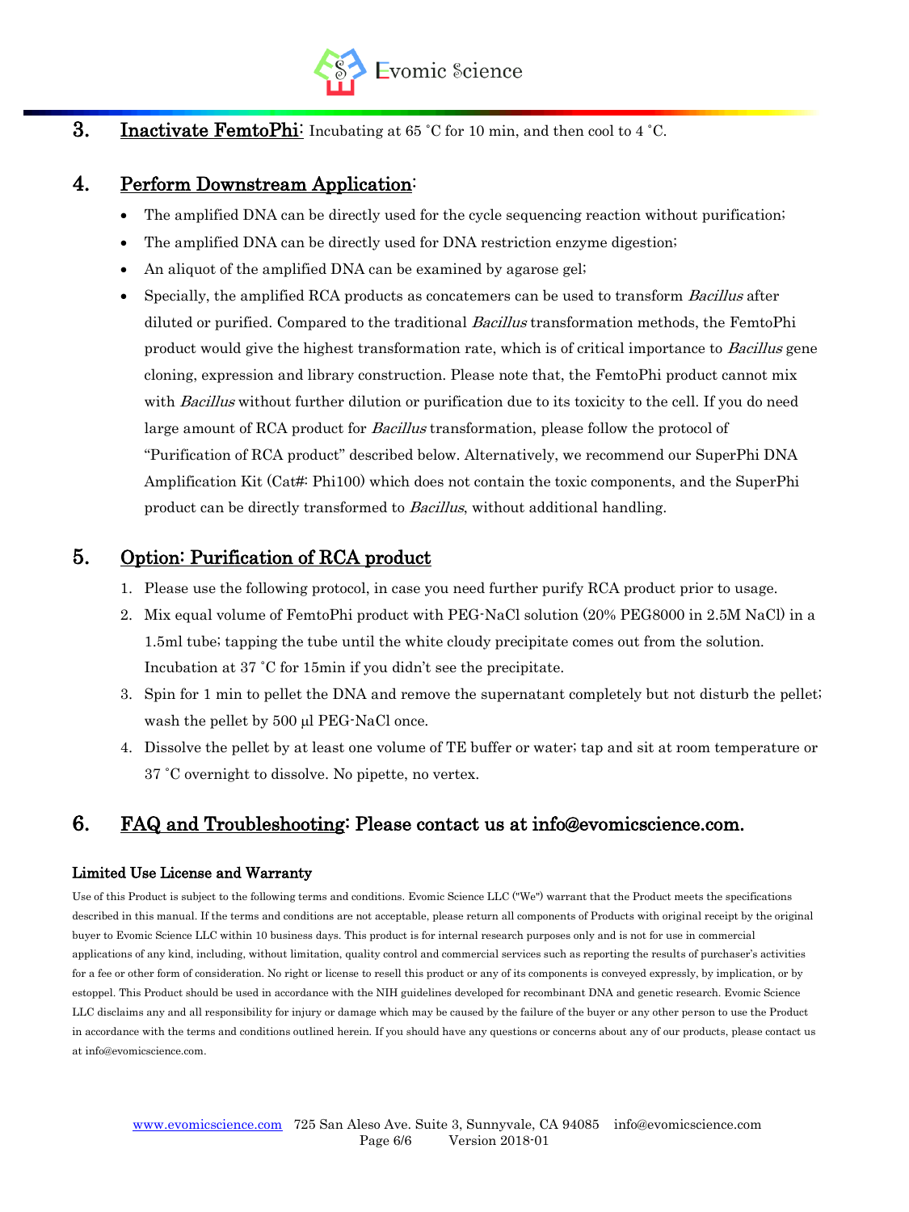## 3. Inactivate FemtoPhi: Incubating at 65 °C for 10 min, and then cool to 4 °C.

## 4. Perform Downstream Application:

- The amplified DNA can be directly used for the cycle sequencing reaction without purification;
- The amplified DNA can be directly used for DNA restriction enzyme digestion;
- An aliquot of the amplified DNA can be examined by agarose gel;
- Specially, the amplified RCA products as concatemers can be used to transform *Bacillus* after diluted or purified. Compared to the traditional *Bacillus* transformation methods, the FemtoPhi product would give the highest transformation rate, which is of critical importance to *Bacillus* gene cloning, expression and library construction. Please note that, the FemtoPhi product cannot mix with *Bacillus* without further dilution or purification due to its toxicity to the cell. If you do need large amount of RCA product for *Bacillus* transformation, please follow the protocol of "Purification of RCA product" described below. Alternatively, we recommend our SuperPhi DNA Amplification Kit (Cat#: Phi100) which does not contain the toxic components, and the SuperPhi product can be directly transformed to *Bacillus*, without additional handling.

## 5. Option: Purification of RCA product

1. Please use the following protocol, in case you need further purify RCA product prior to usage.
2. Mix equal volume of FemtoPhi product with PEG-NaCl solution (20% PEG8000 in 2.5M NaCl) in a 1.5ml tube; tapping the tube until the white cloudy precipitate comes out from the solution. Incubation at 37 °C for 15min if you didn't see the precipitate.
3. Spin for 1 min to pellet the DNA and remove the supernatant completely but not disturb the pellet; wash the pellet by 500 µl PEG-NaCl once.
4. Dissolve the pellet by at least one volume of TE buffer or water; tap and sit at room temperature or 37 °C overnight to dissolve. No pipette, no vertex.

## 6. FAQ and Troubleshooting: Please contact us at info@evomicscience.com.

**Limited Use License and Warranty**

Use of this Product is subject to the following terms and conditions. Evomic Science LLC ("We") warrant that the Product meets the specifications described in this manual. If the terms and conditions are not acceptable, please return all components of Products with original receipt by the original buyer to Evomic Science LLC within 10 business days. This product is for internal research purposes only and is not for use in commercial applications of any kind, including, without limitation, quality control and commercial services such as reporting the results of purchaser's activities for a fee or other form of consideration. No right or license to resell this product or any of its components is conveyed expressly, by implication, or by estoppel. This Product should be used in accordance with the NIH guidelines developed for recombinant DNA and genetic research. Evomic Science LLC disclaims any and all responsibility for injury or damage which may be caused by the failure of the buyer or any other person to use the Product in accordance with the terms and conditions outlined herein. If you should have any questions or concerns about any of our products, please contact us at info@evomicscience.com.